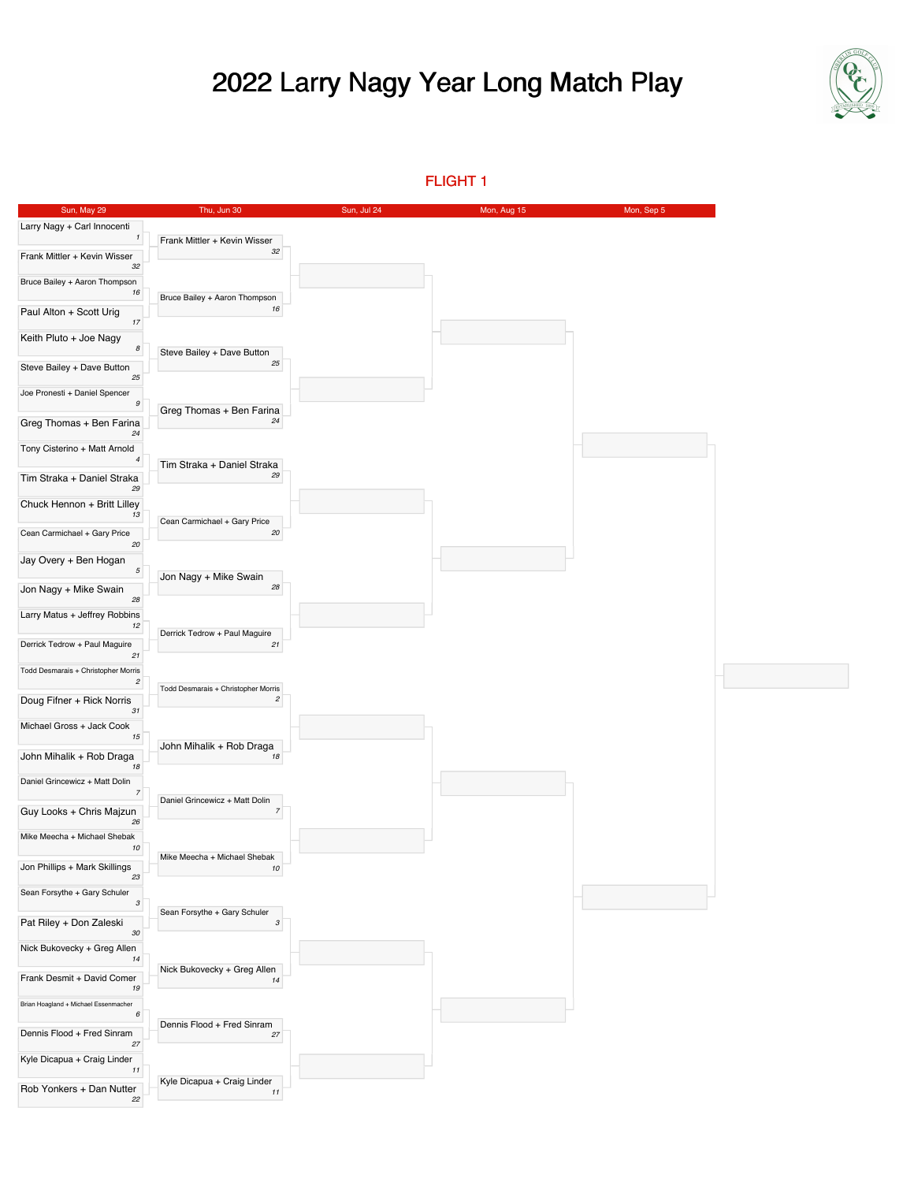# 2022 Larry Nagy Year Long Match Play

## FLIGHT 1

| Sun, May 29 | Seed | Thu, Jun 30 | Seed | Sun, Jul 24 | Mon, Aug 15 | Mon, Sep 5 |
|---|---|---|---|---|---|---|
| Larry Nagy + Carl Innocenti | 1 | Frank Mittler + Kevin Wisser | 32 | | | |
| Frank Mittler + Kevin Wisser | 32 | | | | | |
| Bruce Bailey + Aaron Thompson | 16 | Bruce Bailey + Aaron Thompson | 16 | | | |
| Paul Alton + Scott Urig | 17 | | | | | |
| Keith Pluto + Joe Nagy | 8 | Steve Bailey + Dave Button | 25 | | | |
| Steve Bailey + Dave Button | 25 | | | | | |
| Joe Pronesti + Daniel Spencer | 9 | Greg Thomas + Ben Farina | 24 | | | |
| Greg Thomas + Ben Farina | 24 | | | | | |
| Tony Cisterino + Matt Arnold | 4 | Tim Straka + Daniel Straka | 29 | | | |
| Tim Straka + Daniel Straka | 29 | | | | | |
| Chuck Hennon + Britt Lilley | 13 | Cean Carmichael + Gary Price | 20 | | | |
| Cean Carmichael + Gary Price | 20 | | | | | |
| Jay Overy + Ben Hogan | 5 | Jon Nagy + Mike Swain | 28 | | | |
| Jon Nagy + Mike Swain | 28 | | | | | |
| Larry Matus + Jeffrey Robbins | 12 | Derrick Tedrow + Paul Maguire | 21 | | | |
| Derrick Tedrow + Paul Maguire | 21 | | | | | |
| Todd Desmarais + Christopher Morris | 2 | Todd Desmarais + Christopher Morris | 2 | | | |
| Doug Fifner + Rick Norris | 31 | | | | | |
| Michael Gross + Jack Cook | 15 | John Mihalik + Rob Draga | 18 | | | |
| John Mihalik + Rob Draga | 18 | | | | | |
| Daniel Grincewicz + Matt Dolin | 7 | Daniel Grincewicz + Matt Dolin | 7 | | | |
| Guy Looks + Chris Majzun | 26 | | | | | |
| Mike Meecha + Michael Shebak | 10 | Mike Meecha + Michael Shebak | 10 | | | |
| Jon Phillips + Mark Skillings | 23 | | | | | |
| Sean Forsythe + Gary Schuler | 3 | Sean Forsythe + Gary Schuler | 3 | | | |
| Pat Riley + Don Zaleski | 30 | | | | | |
| Nick Bukovecky + Greg Allen | 14 | Nick Bukovecky + Greg Allen | 14 | | | |
| Frank Desmit + David Comer | 19 | | | | | |
| Brian Hoagland + Michael Essenmacher | 6 | Dennis Flood + Fred Sinram | 27 | | | |
| Dennis Flood + Fred Sinram | 27 | | | | | |
| Kyle Dicapua + Craig Linder | 11 | Kyle Dicapua + Craig Linder | 11 | | | |
| Rob Yonkers + Dan Nutter | 22 | | | | | |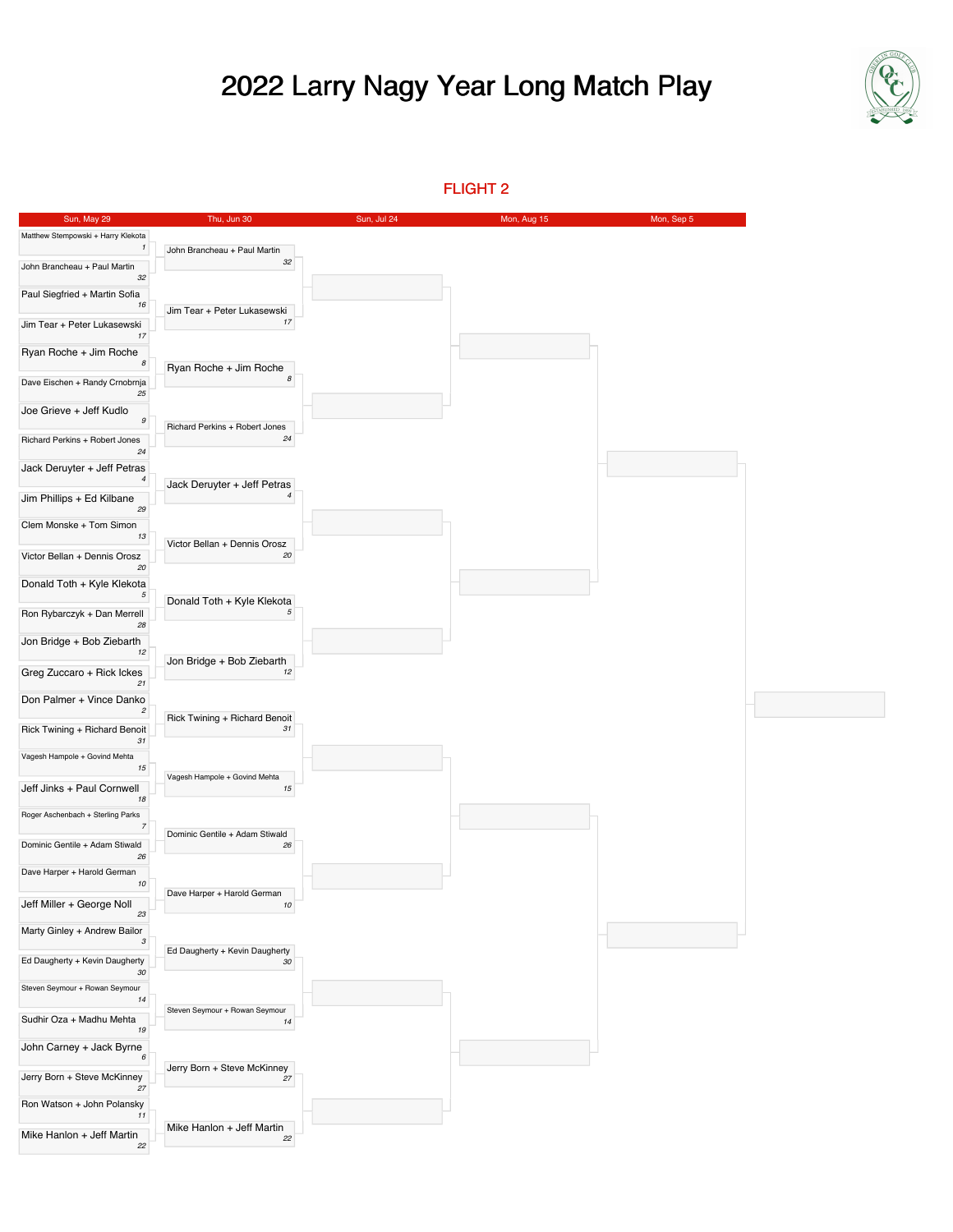# 2022 Larry Nagy Year Long Match Play

## FLIGHT 2

### Sun, May 29

- Matthew Stempowski + Harry Klekota (1)
- John Brancheau + Paul Martin (32)
- Paul Siegfried + Martin Sofia (16)
- Jim Tear + Peter Lukasewski (17)
- Ryan Roche + Jim Roche (8)
- Dave Eischen + Randy Crnobrnja (25)
- Joe Grieve + Jeff Kudlo (9)
- Richard Perkins + Robert Jones (24)
- Jack Deruyter + Jeff Petras (4)
- Jim Phillips + Ed Kilbane (29)
- Clem Monske + Tom Simon (13)
- Victor Bellan + Dennis Orosz (20)
- Donald Toth + Kyle Klekota (5)
- Ron Rybarczyk + Dan Merrell (28)
- Jon Bridge + Bob Ziebarth (12)
- Greg Zuccaro + Rick Ickes (21)
- Don Palmer + Vince Danko (2)
- Rick Twining + Richard Benoit (31)
- Vagesh Hampole + Govind Mehta (15)
- Jeff Jinks + Paul Cornwell (18)
- Roger Aschenbach + Sterling Parks (7)
- Dominic Gentile + Adam Stiwald (26)
- Dave Harper + Harold German (10)
- Jeff Miller + George Noll (23)
- Marty Ginley + Andrew Bailor (3)
- Ed Daugherty + Kevin Daugherty (30)
- Steven Seymour + Rowan Seymour (14)
- Sudhir Oza + Madhu Mehta (19)
- John Carney + Jack Byrne (6)
- Jerry Born + Steve McKinney (27)
- Ron Watson + John Polansky (11)
- Mike Hanlon + Jeff Martin (22)

### Thu, Jun 30

- John Brancheau + Paul Martin (32)
- Jim Tear + Peter Lukasewski (17)
- Ryan Roche + Jim Roche (8)
- Richard Perkins + Robert Jones (24)
- Jack Deruyter + Jeff Petras (4)
- Victor Bellan + Dennis Orosz (20)
- Donald Toth + Kyle Klekota (5)
- Jon Bridge + Bob Ziebarth (12)
- Rick Twining + Richard Benoit (31)
- Vagesh Hampole + Govind Mehta (15)
- Dominic Gentile + Adam Stiwald (26)
- Dave Harper + Harold German (10)
- Ed Daugherty + Kevin Daugherty (30)
- Steven Seymour + Rowan Seymour (14)
- Jerry Born + Steve McKinney (27)
- Mike Hanlon + Jeff Martin (22)

### Sun, Jul 24

### Mon, Aug 15

### Mon, Sep 5